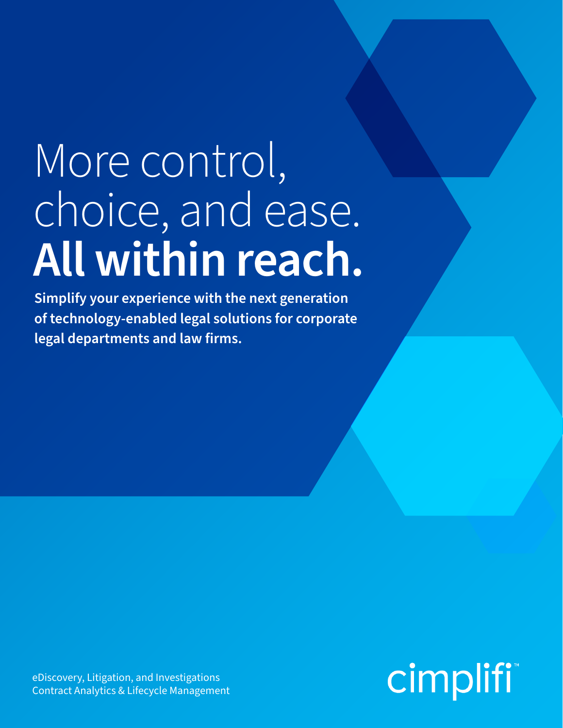# More control, choice, and ease. **All within reach.**

**Simplify your experience with the next generation of technology-enabled legal solutions for corporate legal departments and law firms.**

eDiscovery, Litigation, and Investigations
Contract Analytics & Lifecycle Management

cimplifi™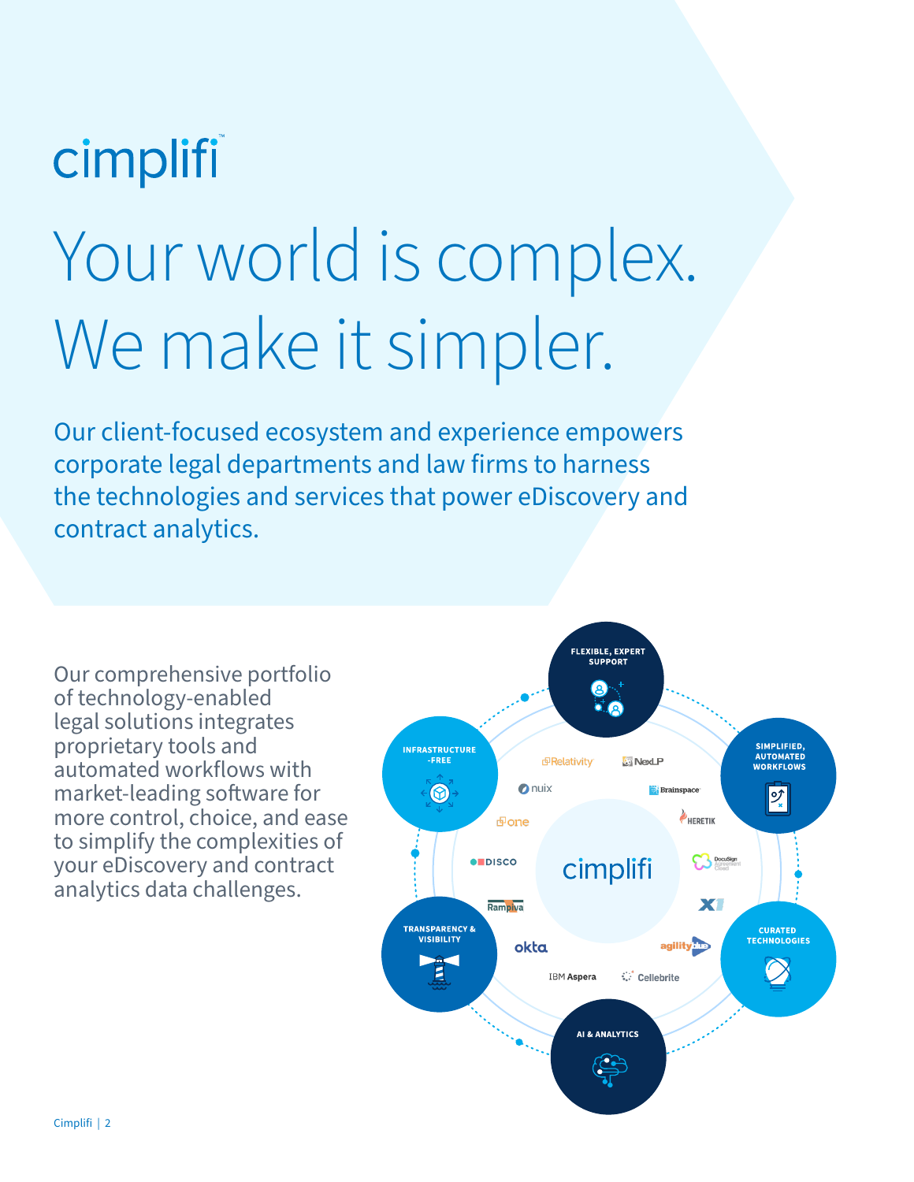cimplifi™

# Your world is complex. We make it simpler.

Our client-focused ecosystem and experience empowers corporate legal departments and law firms to harness the technologies and services that power eDiscovery and contract analytics.

Our comprehensive portfolio of technology-enabled legal solutions integrates proprietary tools and automated workflows with market-leading software for more control, choice, and ease to simplify the complexities of your eDiscovery and contract analytics data challenges.

FLEXIBLE, EXPERT SUPPORT

SIMPLIFIED, AUTOMATED WORKFLOWS

CURATED TECHNOLOGIES

AI & ANALYTICS

TRANSPARENCY & VISIBILITY

INFRASTRUCTURE-FREE

cimplifi

Relativity · NexLP · nuix · Brainspace · one · HERETIK · DISCO · DocuSign Agreement Cloud · Rampiva · X1 · okta · agility blue · IBM Aspera · Cellebrite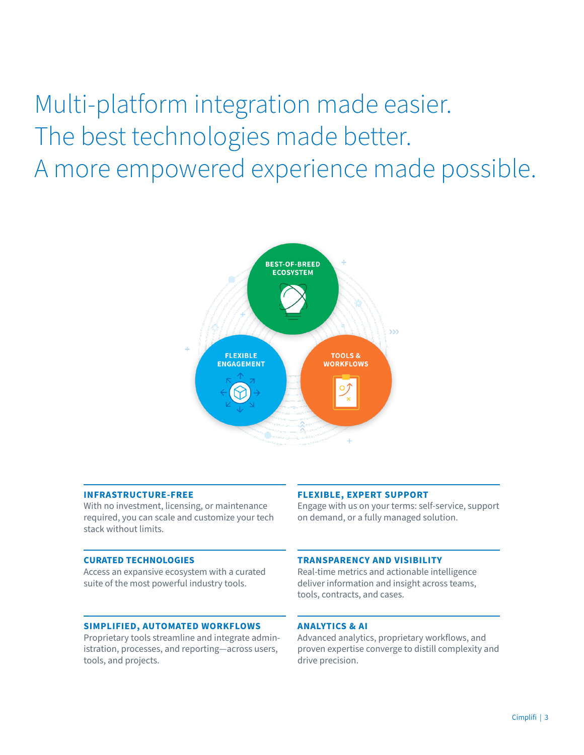# Multi-platform integration made easier. The best technologies made better. A more empowered experience made possible.

BEST-OF-BREED ECOSYSTEM

FLEXIBLE ENGAGEMENT

TOOLS & WORKFLOWS

### INFRASTRUCTURE-FREE

With no investment, licensing, or maintenance required, you can scale and customize your tech stack without limits.

### CURATED TECHNOLOGIES

Access an expansive ecosystem with a curated suite of the most powerful industry tools.

### SIMPLIFIED, AUTOMATED WORKFLOWS

Proprietary tools streamline and integrate administration, processes, and reporting—across users, tools, and projects.

### FLEXIBLE, EXPERT SUPPORT

Engage with us on your terms: self-service, support on demand, or a fully managed solution.

### TRANSPARENCY AND VISIBILITY

Real-time metrics and actionable intelligence deliver information and insight across teams, tools, contracts, and cases.

### ANALYTICS & AI

Advanced analytics, proprietary workflows, and proven expertise converge to distill complexity and drive precision.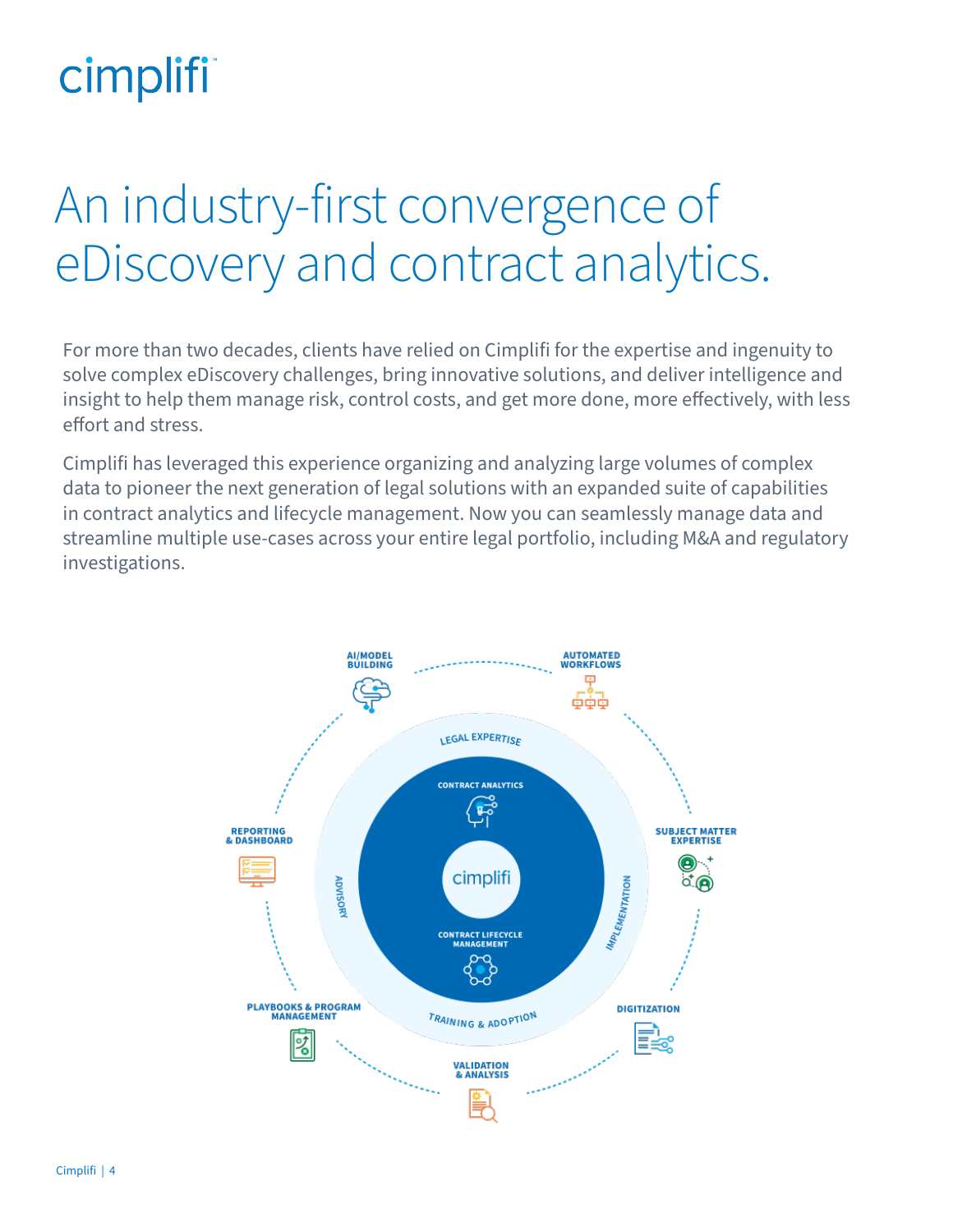# An industry-first convergence of eDiscovery and contract analytics.

For more than two decades, clients have relied on Cimplifi for the expertise and ingenuity to solve complex eDiscovery challenges, bring innovative solutions, and deliver intelligence and insight to help them manage risk, control costs, and get more done, more effectively, with less effort and stress.

Cimplifi has leveraged this experience organizing and analyzing large volumes of complex data to pioneer the next generation of legal solutions with an expanded suite of capabilities in contract analytics and lifecycle management. Now you can seamlessly manage data and streamline multiple use-cases across your entire legal portfolio, including M&A and regulatory investigations.

AI/MODEL BUILDING

AUTOMATED WORKFLOWS

SUBJECT MATTER EXPERTISE

DIGITIZATION

VALIDATION & ANALYSIS

PLAYBOOKS & PROGRAM MANAGEMENT

REPORTING & DASHBOARD

LEGAL EXPERTISE

IMPLEMENTATION

TRAINING & ADOPTION

ADVISORY

CONTRACT ANALYTICS

cimplifi

CONTRACT LIFECYCLE MANAGEMENT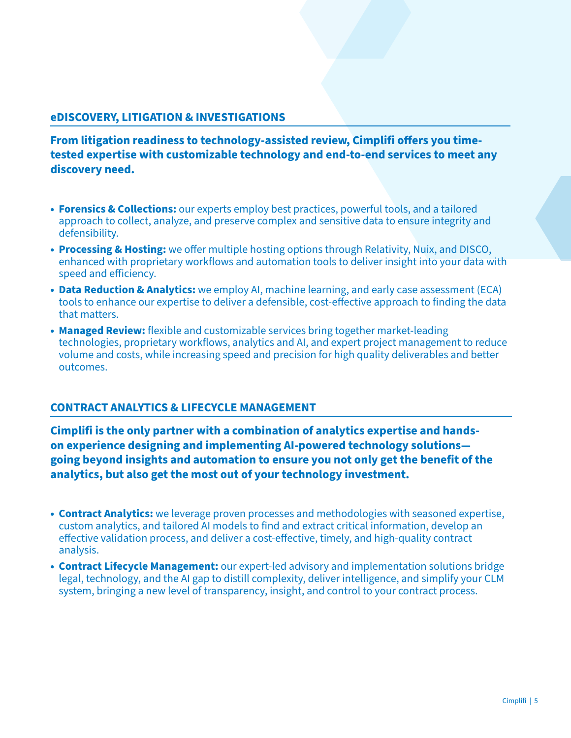## eDISCOVERY, LITIGATION & INVESTIGATIONS

**From litigation readiness to technology-assisted review, Cimplifi offers you time-tested expertise with customizable technology and end-to-end services to meet any discovery need.**

- **Forensics & Collections:** our experts employ best practices, powerful tools, and a tailored approach to collect, analyze, and preserve complex and sensitive data to ensure integrity and defensibility.
- **Processing & Hosting:** we offer multiple hosting options through Relativity, Nuix, and DISCO, enhanced with proprietary workflows and automation tools to deliver insight into your data with speed and efficiency.
- **Data Reduction & Analytics:** we employ AI, machine learning, and early case assessment (ECA) tools to enhance our expertise to deliver a defensible, cost-effective approach to finding the data that matters.
- **Managed Review:** flexible and customizable services bring together market-leading technologies, proprietary workflows, analytics and AI, and expert project management to reduce volume and costs, while increasing speed and precision for high quality deliverables and better outcomes.

## CONTRACT ANALYTICS & LIFECYCLE MANAGEMENT

**Cimplifi is the only partner with a combination of analytics expertise and hands-on experience designing and implementing AI-powered technology solutions—going beyond insights and automation to ensure you not only get the benefit of the analytics, but also get the most out of your technology investment.**

- **Contract Analytics:** we leverage proven processes and methodologies with seasoned expertise, custom analytics, and tailored AI models to find and extract critical information, develop an effective validation process, and deliver a cost-effective, timely, and high-quality contract analysis.
- **Contract Lifecycle Management:** our expert-led advisory and implementation solutions bridge legal, technology, and the AI gap to distill complexity, deliver intelligence, and simplify your CLM system, bringing a new level of transparency, insight, and control to your contract process.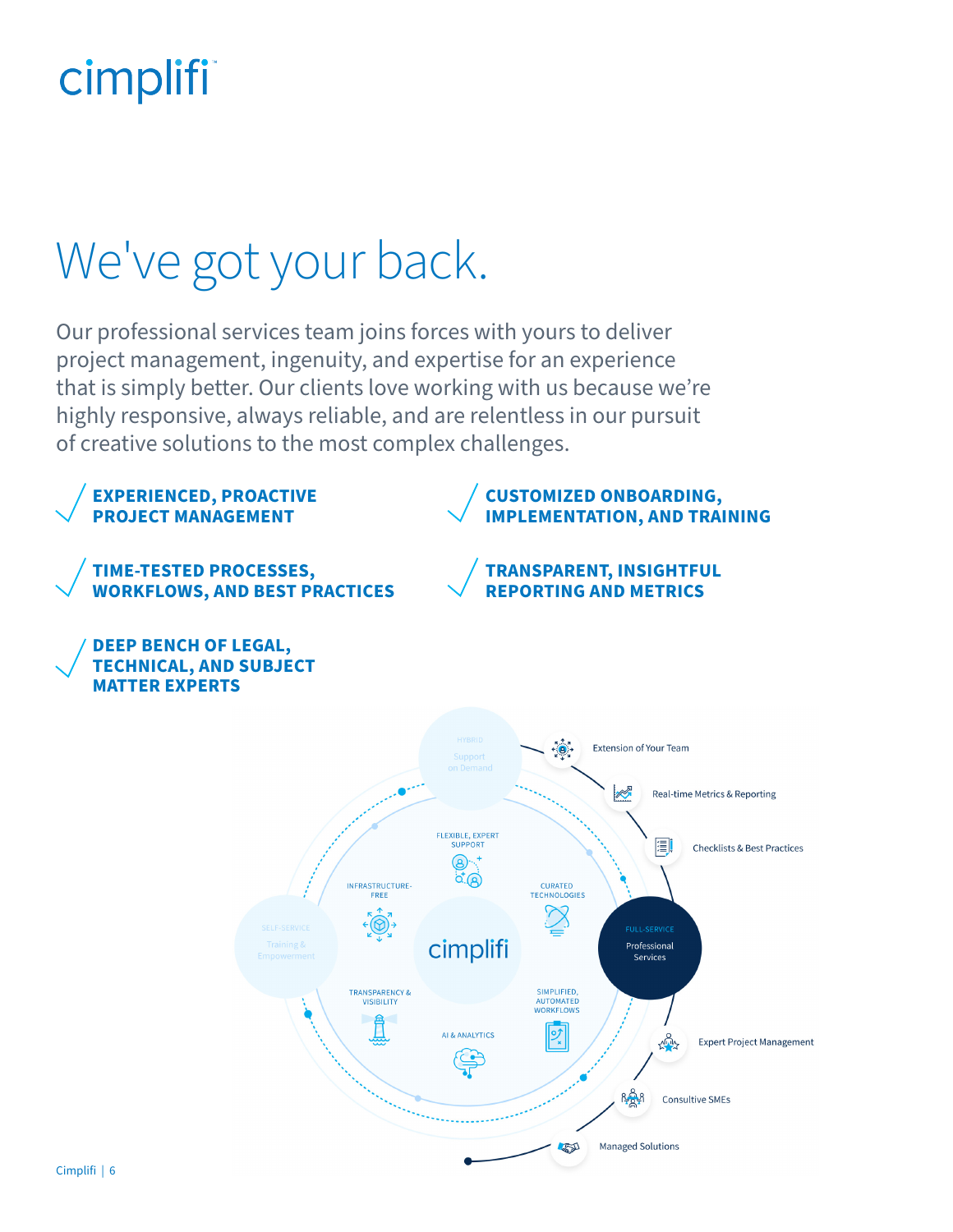# We've got your back.

Our professional services team joins forces with yours to deliver project management, ingenuity, and expertise for an experience that is simply better. Our clients love working with us because we're highly responsive, always reliable, and are relentless in our pursuit of creative solutions to the most complex challenges.

- **EXPERIENCED, PROACTIVE PROJECT MANAGEMENT**
- **CUSTOMIZED ONBOARDING, IMPLEMENTATION, AND TRAINING**
- **TIME-TESTED PROCESSES, WORKFLOWS, AND BEST PRACTICES**
- **TRANSPARENT, INSIGHTFUL REPORTING AND METRICS**
- **DEEP BENCH OF LEGAL, TECHNICAL, AND SUBJECT MATTER EXPERTS**

HYBRID
Support on Demand

SELF-SERVICE
Training & Empowerment

FULL-SERVICE
Professional Services

cimplifi

FLEXIBLE, EXPERT SUPPORT

CURATED TECHNOLOGIES

SIMPLIFIED, AUTOMATED WORKFLOWS

AI & ANALYTICS

TRANSPARENCY & VISIBILITY

INFRASTRUCTURE-FREE

- Extension of Your Team
- Real-time Metrics & Reporting
- Checklists & Best Practices
- Expert Project Management
- Consultive SMEs
- Managed Solutions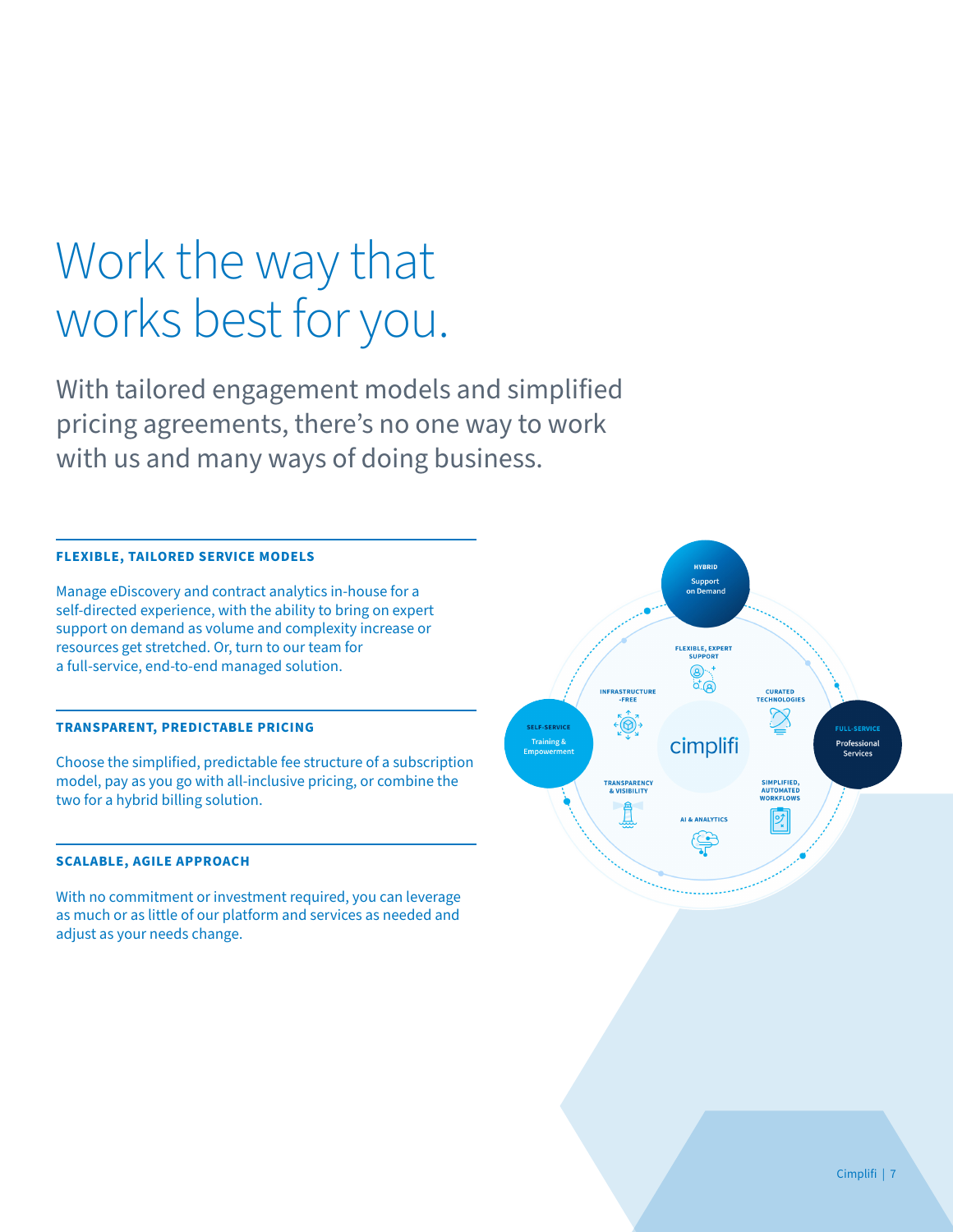# Work the way that works best for you.

With tailored engagement models and simplified pricing agreements, there's no one way to work with us and many ways of doing business.

**FLEXIBLE, TAILORED SERVICE MODELS**

Manage eDiscovery and contract analytics in-house for a self-directed experience, with the ability to bring on expert support on demand as volume and complexity increase or resources get stretched. Or, turn to our team for a full-service, end-to-end managed solution.

**TRANSPARENT, PREDICTABLE PRICING**

Choose the simplified, predictable fee structure of a subscription model, pay as you go with all-inclusive pricing, or combine the two for a hybrid billing solution.

**SCALABLE, AGILE APPROACH**

With no commitment or investment required, you can leverage as much or as little of our platform and services as needed and adjust as your needs change.

HYBRID
Support on Demand

SELF-SERVICE
Training & Empowerment

FULL-SERVICE
Professional Services

FLEXIBLE, EXPERT SUPPORT

INFRASTRUCTURE -FREE

CURATED TECHNOLOGIES

cimplifi

TRANSPARENCY & VISIBILITY

SIMPLIFIED, AUTOMATED WORKFLOWS

AI & ANALYTICS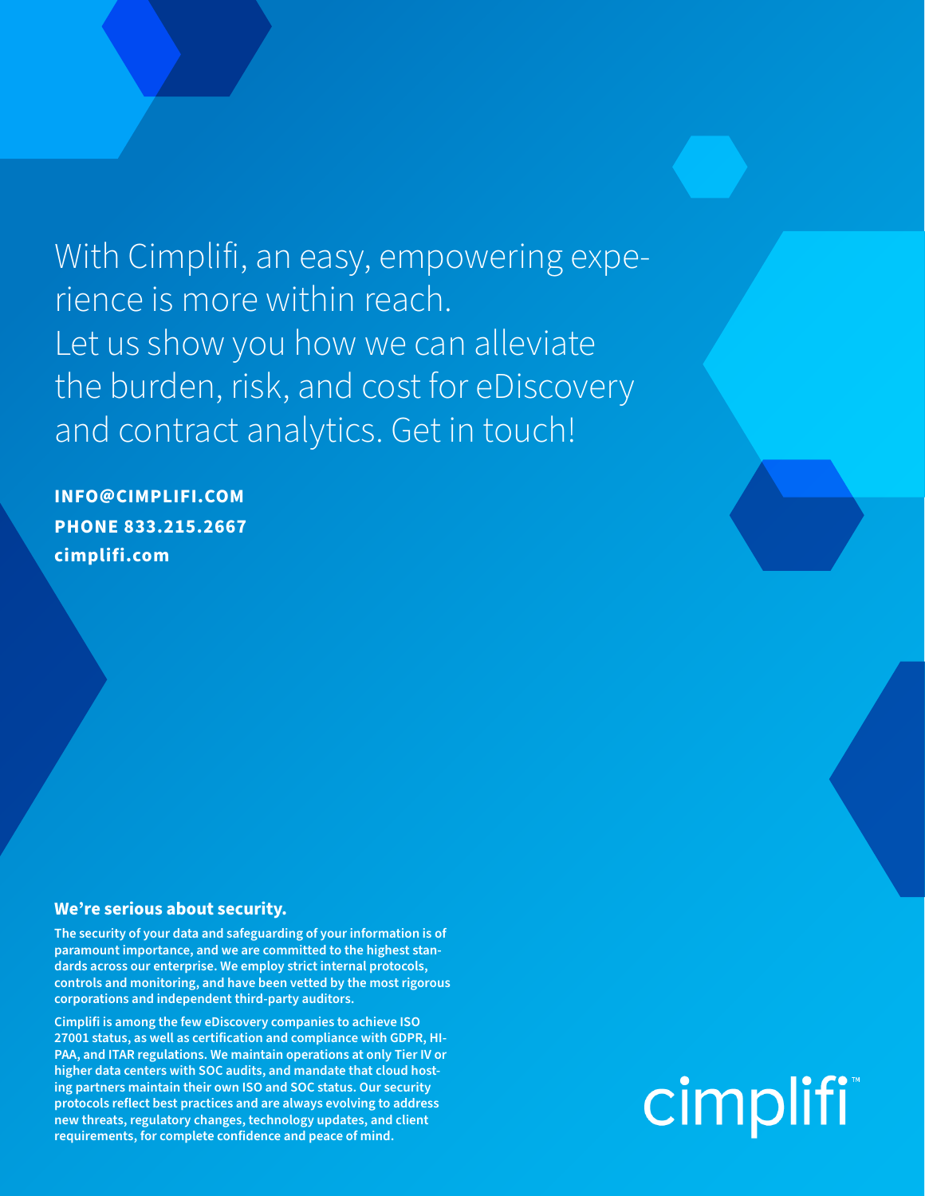With Cimplifi, an easy, empowering experience is more within reach. Let us show you how we can alleviate the burden, risk, and cost for eDiscovery and contract analytics. Get in touch!

**INFO@CIMPLIFI.COM**
**PHONE 833.215.2667**
**cimplifi.com**

### We're serious about security.

**The security of your data and safeguarding of your information is of paramount importance, and we are committed to the highest standards across our enterprise. We employ strict internal protocols, controls and monitoring, and have been vetted by the most rigorous corporations and independent third-party auditors.**

**Cimplifi is among the few eDiscovery companies to achieve ISO 27001 status, as well as certification and compliance with GDPR, HIPAA, and ITAR regulations. We maintain operations at only Tier IV or higher data centers with SOC audits, and mandate that cloud hosting partners maintain their own ISO and SOC status. Our security protocols reflect best practices and are always evolving to address new threats, regulatory changes, technology updates, and client requirements, for complete confidence and peace of mind.**

cimplifi™